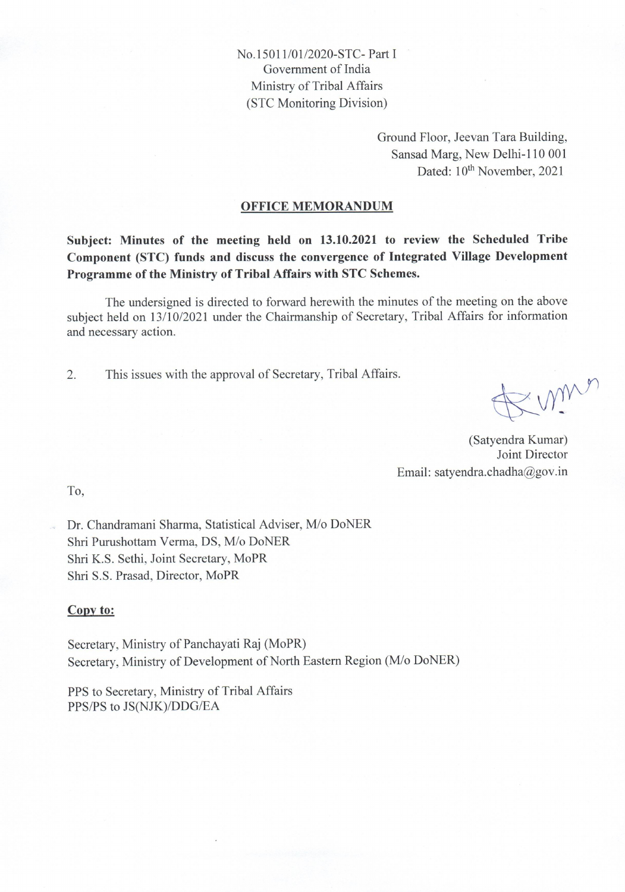No.15011/01/2020-STC- Part I
Government of India
Ministry of Tribal Affairs
(STC Monitoring Division)

Ground Floor, Jeevan Tara Building,
Sansad Marg, New Delhi-110 001
Dated: 10th November, 2021

## OFFICE MEMORANDUM

**Subject: Minutes of the meeting held on 13.10.2021 to review the Scheduled Tribe Component (STC) funds and discuss the convergence of Integrated Village Development Programme of the Ministry of Tribal Affairs with STC Schemes.**

The undersigned is directed to forward herewith the minutes of the meeting on the above subject held on 13/10/2021 under the Chairmanship of Secretary, Tribal Affairs for information and necessary action.

2. This issues with the approval of Secretary, Tribal Affairs.

(Satyendra Kumar)
Joint Director
Email: satyendra.chadha@gov.in

To,

Dr. Chandramani Sharma, Statistical Adviser, M/o DoNER
Shri Purushottam Verma, DS, M/o DoNER
Shri K.S. Sethi, Joint Secretary, MoPR
Shri S.S. Prasad, Director, MoPR

**Copy to:**

Secretary, Ministry of Panchayati Raj (MoPR)
Secretary, Ministry of Development of North Eastern Region (M/o DoNER)

PPS to Secretary, Ministry of Tribal Affairs
PPS/PS to JS(NJK)/DDG/EA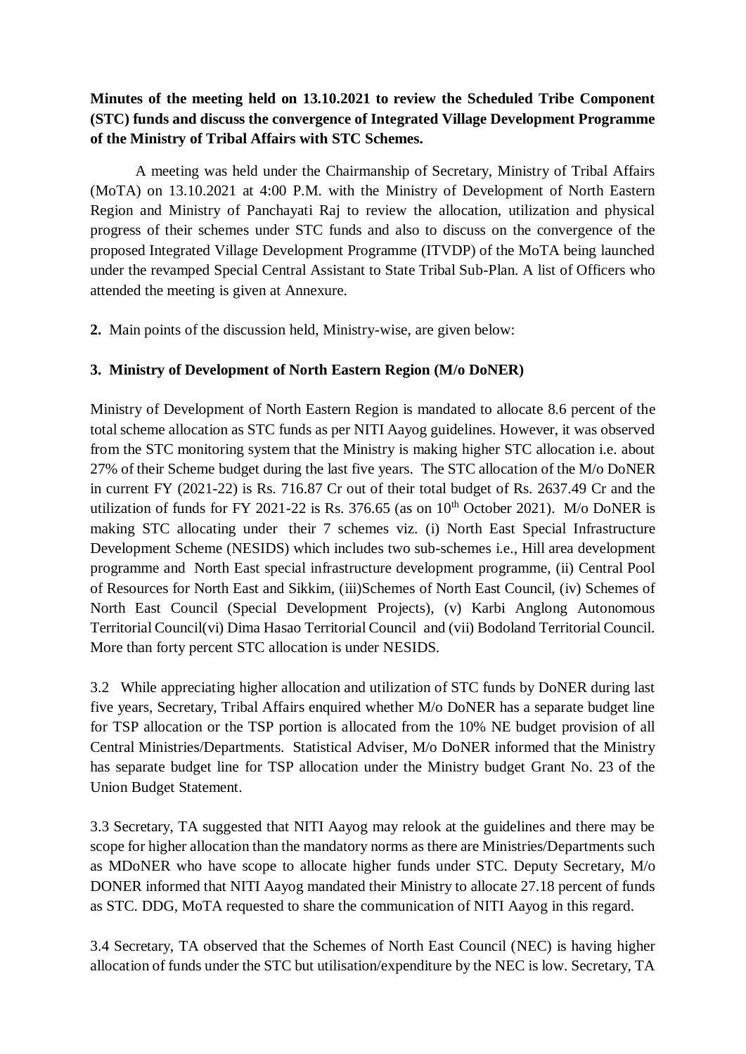**Minutes of the meeting held on 13.10.2021 to review the Scheduled Tribe Component (STC) funds and discuss the convergence of Integrated Village Development Programme of the Ministry of Tribal Affairs with STC Schemes.**

A meeting was held under the Chairmanship of Secretary, Ministry of Tribal Affairs (MoTA) on 13.10.2021 at 4:00 P.M. with the Ministry of Development of North Eastern Region and Ministry of Panchayati Raj to review the allocation, utilization and physical progress of their schemes under STC funds and also to discuss on the convergence of the proposed Integrated Village Development Programme (ITVDP) of the MoTA being launched under the revamped Special Central Assistant to State Tribal Sub-Plan. A list of Officers who attended the meeting is given at Annexure.

**2.** Main points of the discussion held, Ministry-wise, are given below:

**3. Ministry of Development of North Eastern Region (M/o DoNER)**

Ministry of Development of North Eastern Region is mandated to allocate 8.6 percent of the total scheme allocation as STC funds as per NITI Aayog guidelines. However, it was observed from the STC monitoring system that the Ministry is making higher STC allocation i.e. about 27% of their Scheme budget during the last five years. The STC allocation of the M/o DoNER in current FY (2021-22) is Rs. 716.87 Cr out of their total budget of Rs. 2637.49 Cr and the utilization of funds for FY 2021-22 is Rs. 376.65 (as on 10th October 2021). M/o DoNER is making STC allocating under their 7 schemes viz. (i) North East Special Infrastructure Development Scheme (NESIDS) which includes two sub-schemes i.e., Hill area development programme and North East special infrastructure development programme, (ii) Central Pool of Resources for North East and Sikkim, (iii)Schemes of North East Council, (iv) Schemes of North East Council (Special Development Projects), (v) Karbi Anglong Autonomous Territorial Council(vi) Dima Hasao Territorial Council and (vii) Bodoland Territorial Council. More than forty percent STC allocation is under NESIDS.

3.2 While appreciating higher allocation and utilization of STC funds by DoNER during last five years, Secretary, Tribal Affairs enquired whether M/o DoNER has a separate budget line for TSP allocation or the TSP portion is allocated from the 10% NE budget provision of all Central Ministries/Departments. Statistical Adviser, M/o DoNER informed that the Ministry has separate budget line for TSP allocation under the Ministry budget Grant No. 23 of the Union Budget Statement.

3.3 Secretary, TA suggested that NITI Aayog may relook at the guidelines and there may be scope for higher allocation than the mandatory norms as there are Ministries/Departments such as MDoNER who have scope to allocate higher funds under STC. Deputy Secretary, M/o DONER informed that NITI Aayog mandated their Ministry to allocate 27.18 percent of funds as STC. DDG, MoTA requested to share the communication of NITI Aayog in this regard.

3.4 Secretary, TA observed that the Schemes of North East Council (NEC) is having higher allocation of funds under the STC but utilisation/expenditure by the NEC is low. Secretary, TA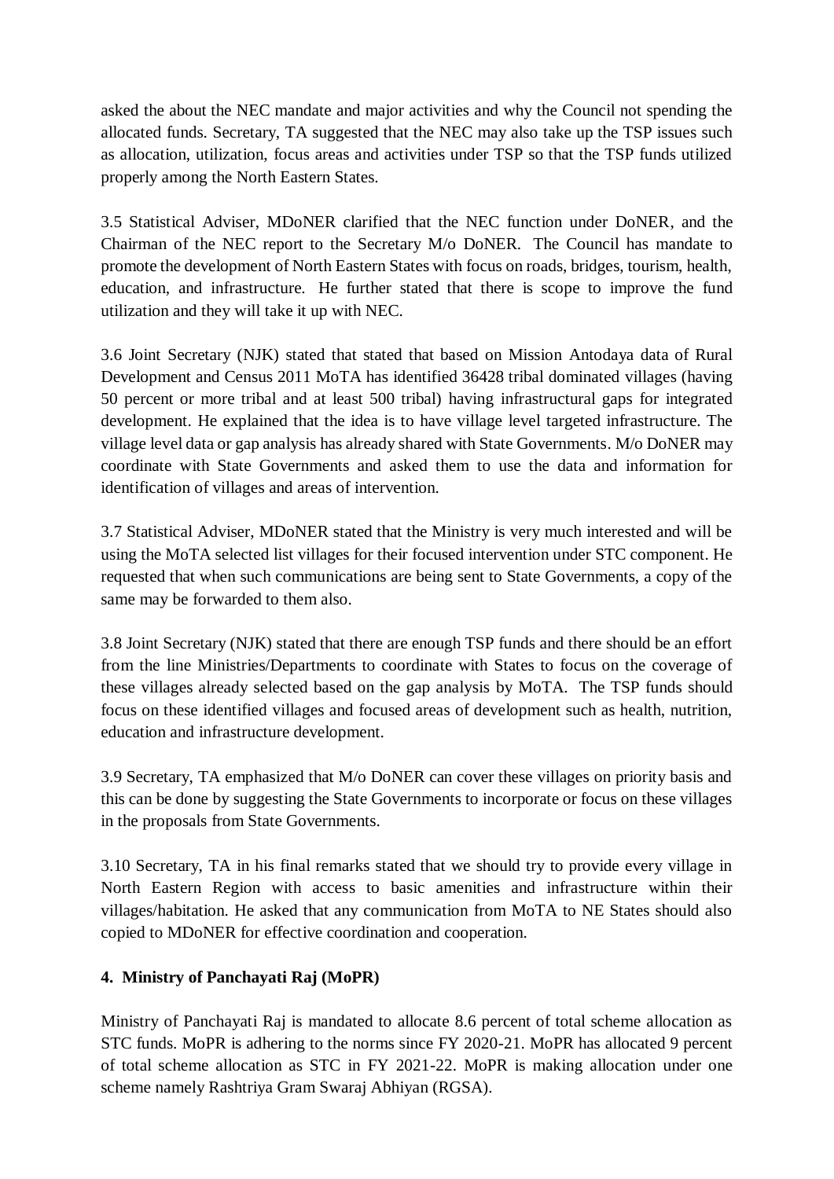asked the about the NEC mandate and major activities and why the Council not spending the allocated funds. Secretary, TA suggested that the NEC may also take up the TSP issues such as allocation, utilization, focus areas and activities under TSP so that the TSP funds utilized properly among the North Eastern States.

3.5 Statistical Adviser, MDoNER clarified that the NEC function under DoNER, and the Chairman of the NEC report to the Secretary M/o DoNER. The Council has mandate to promote the development of North Eastern States with focus on roads, bridges, tourism, health, education, and infrastructure. He further stated that there is scope to improve the fund utilization and they will take it up with NEC.

3.6 Joint Secretary (NJK) stated that stated that based on Mission Antodaya data of Rural Development and Census 2011 MoTA has identified 36428 tribal dominated villages (having 50 percent or more tribal and at least 500 tribal) having infrastructural gaps for integrated development. He explained that the idea is to have village level targeted infrastructure. The village level data or gap analysis has already shared with State Governments. M/o DoNER may coordinate with State Governments and asked them to use the data and information for identification of villages and areas of intervention.

3.7 Statistical Adviser, MDoNER stated that the Ministry is very much interested and will be using the MoTA selected list villages for their focused intervention under STC component. He requested that when such communications are being sent to State Governments, a copy of the same may be forwarded to them also.

3.8 Joint Secretary (NJK) stated that there are enough TSP funds and there should be an effort from the line Ministries/Departments to coordinate with States to focus on the coverage of these villages already selected based on the gap analysis by MoTA. The TSP funds should focus on these identified villages and focused areas of development such as health, nutrition, education and infrastructure development.

3.9 Secretary, TA emphasized that M/o DoNER can cover these villages on priority basis and this can be done by suggesting the State Governments to incorporate or focus on these villages in the proposals from State Governments.

3.10 Secretary, TA in his final remarks stated that we should try to provide every village in North Eastern Region with access to basic amenities and infrastructure within their villages/habitation. He asked that any communication from MoTA to NE States should also copied to MDoNER for effective coordination and cooperation.

**4. Ministry of Panchayati Raj (MoPR)**

Ministry of Panchayati Raj is mandated to allocate 8.6 percent of total scheme allocation as STC funds. MoPR is adhering to the norms since FY 2020-21. MoPR has allocated 9 percent of total scheme allocation as STC in FY 2021-22. MoPR is making allocation under one scheme namely Rashtriya Gram Swaraj Abhiyan (RGSA).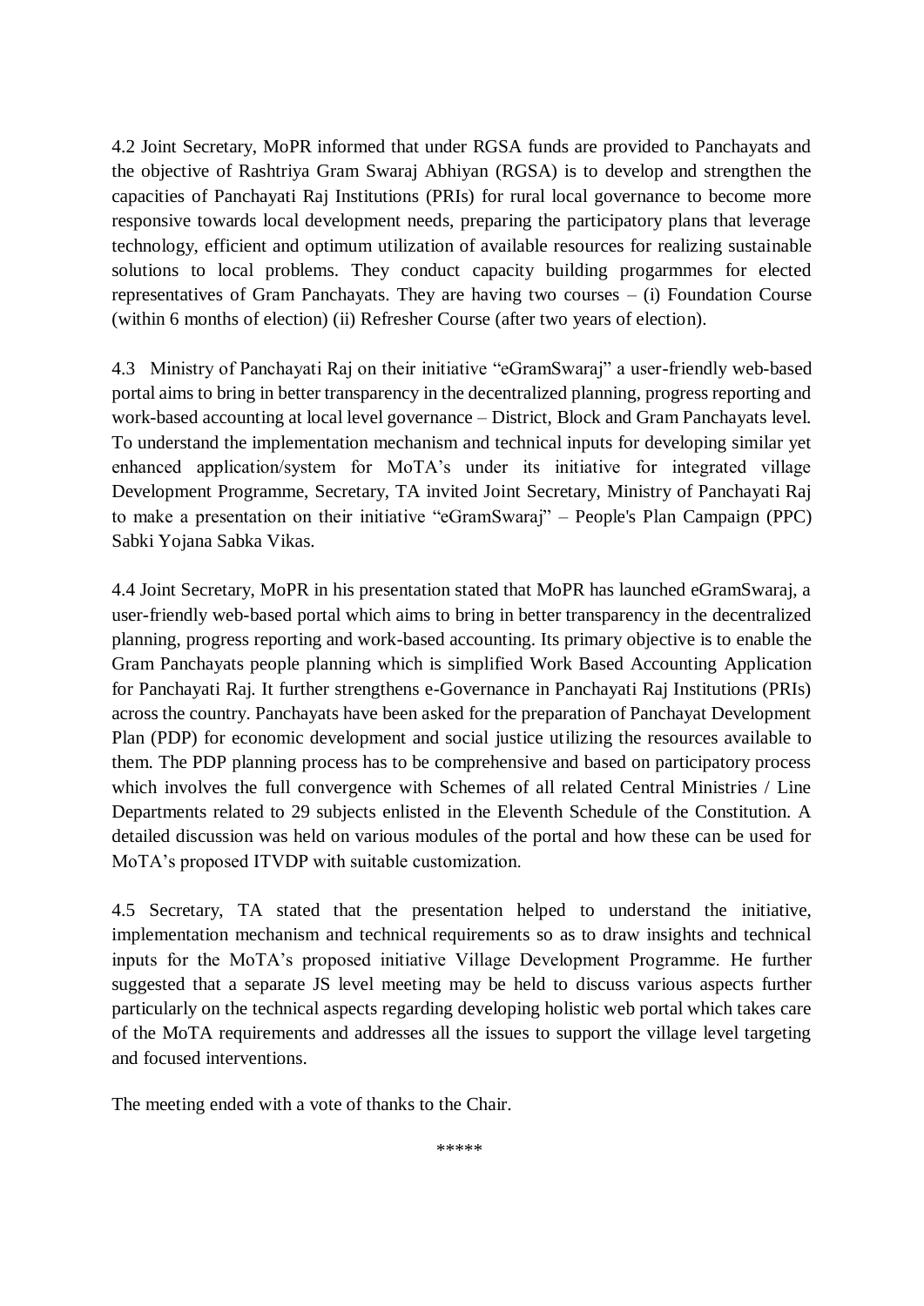4.2 Joint Secretary, MoPR informed that under RGSA funds are provided to Panchayats and the objective of Rashtriya Gram Swaraj Abhiyan (RGSA) is to develop and strengthen the capacities of Panchayati Raj Institutions (PRIs) for rural local governance to become more responsive towards local development needs, preparing the participatory plans that leverage technology, efficient and optimum utilization of available resources for realizing sustainable solutions to local problems. They conduct capacity building progarmmes for elected representatives of Gram Panchayats. They are having two courses – (i) Foundation Course (within 6 months of election) (ii) Refresher Course (after two years of election).

4.3 Ministry of Panchayati Raj on their initiative "eGramSwaraj" a user-friendly web-based portal aims to bring in better transparency in the decentralized planning, progress reporting and work-based accounting at local level governance – District, Block and Gram Panchayats level. To understand the implementation mechanism and technical inputs for developing similar yet enhanced application/system for MoTA's under its initiative for integrated village Development Programme, Secretary, TA invited Joint Secretary, Ministry of Panchayati Raj to make a presentation on their initiative "eGramSwaraj" – People's Plan Campaign (PPC) Sabki Yojana Sabka Vikas.

4.4 Joint Secretary, MoPR in his presentation stated that MoPR has launched eGramSwaraj, a user-friendly web-based portal which aims to bring in better transparency in the decentralized planning, progress reporting and work-based accounting. Its primary objective is to enable the Gram Panchayats people planning which is simplified Work Based Accounting Application for Panchayati Raj. It further strengthens e-Governance in Panchayati Raj Institutions (PRIs) across the country. Panchayats have been asked for the preparation of Panchayat Development Plan (PDP) for economic development and social justice utilizing the resources available to them. The PDP planning process has to be comprehensive and based on participatory process which involves the full convergence with Schemes of all related Central Ministries / Line Departments related to 29 subjects enlisted in the Eleventh Schedule of the Constitution. A detailed discussion was held on various modules of the portal and how these can be used for MoTA's proposed ITVDP with suitable customization.

4.5 Secretary, TA stated that the presentation helped to understand the initiative, implementation mechanism and technical requirements so as to draw insights and technical inputs for the MoTA's proposed initiative Village Development Programme. He further suggested that a separate JS level meeting may be held to discuss various aspects further particularly on the technical aspects regarding developing holistic web portal which takes care of the MoTA requirements and addresses all the issues to support the village level targeting and focused interventions.

The meeting ended with a vote of thanks to the Chair.

*****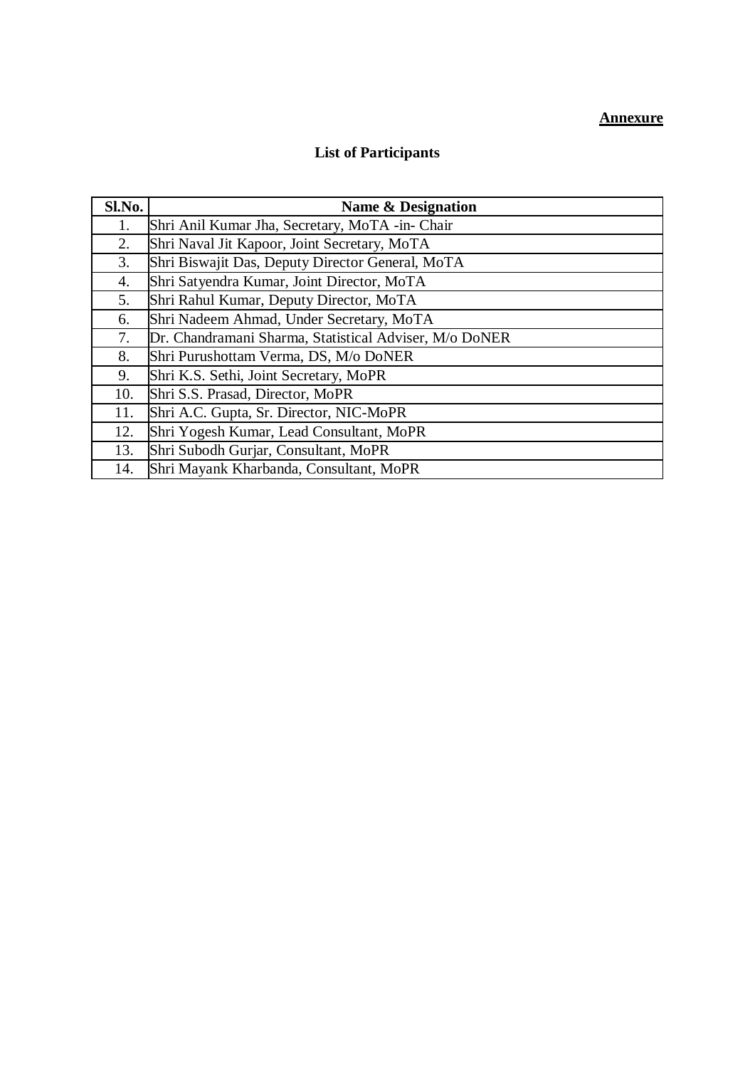**Annexure**

## List of Participants

| Sl.No. | Name & Designation |
|---|---|
| 1. | Shri Anil Kumar Jha, Secretary, MoTA -in- Chair |
| 2. | Shri Naval Jit Kapoor, Joint Secretary, MoTA |
| 3. | Shri Biswajit Das, Deputy Director General, MoTA |
| 4. | Shri Satyendra Kumar, Joint Director, MoTA |
| 5. | Shri Rahul Kumar, Deputy Director, MoTA |
| 6. | Shri Nadeem Ahmad, Under Secretary, MoTA |
| 7. | Dr. Chandramani Sharma, Statistical Adviser, M/o DoNER |
| 8. | Shri Purushottam Verma, DS, M/o DoNER |
| 9. | Shri K.S. Sethi, Joint Secretary, MoPR |
| 10. | Shri S.S. Prasad, Director, MoPR |
| 11. | Shri A.C. Gupta, Sr. Director, NIC-MoPR |
| 12. | Shri Yogesh Kumar, Lead Consultant, MoPR |
| 13. | Shri Subodh Gurjar, Consultant, MoPR |
| 14. | Shri Mayank Kharbanda, Consultant, MoPR |